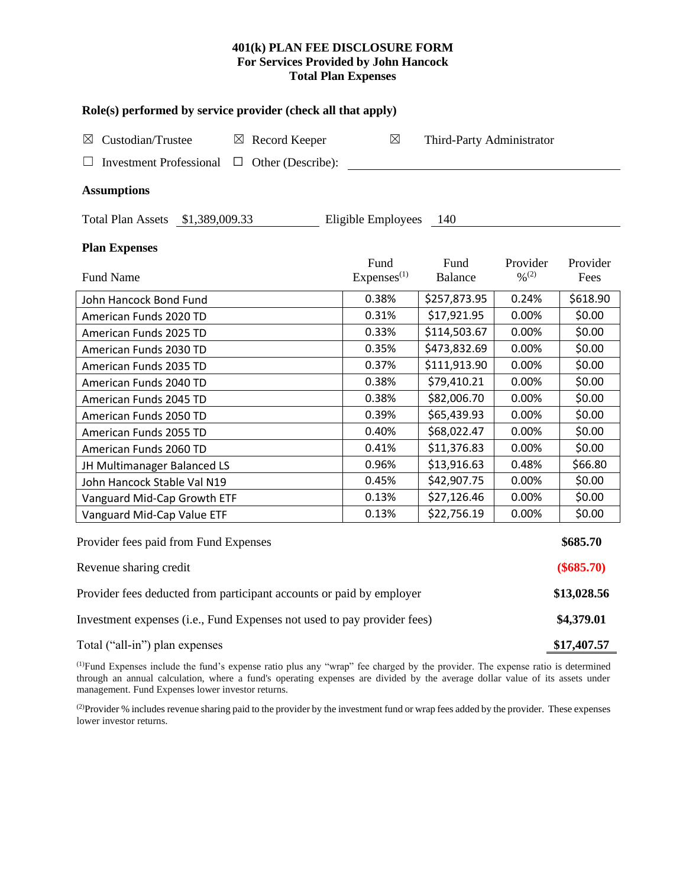**401(k) PLAN FEE DISCLOSURE FORM**
**For Services Provided by John Hancock**
**Total Plan Expenses**

**Role(s) performed by service provider (check all that apply)**

☒ Custodian/Trustee ☒ Record Keeper ☒ Third-Party Administrator

☐ Investment Professional ☐ Other (Describe): ____________________

**Assumptions**

Total Plan Assets $1,389,009.33 Eligible Employees 140

**Plan Expenses**

| Fund Name | Fund Expenses[1] | Fund Balance | Provider %[2] | Provider Fees |
|---|---|---|---|---|
| John Hancock Bond Fund | 0.38% | $257,873.95 | 0.24% | $618.90 |
| American Funds 2020 TD | 0.31% | $17,921.95 | 0.00% | $0.00 |
| American Funds 2025 TD | 0.33% | $114,503.67 | 0.00% | $0.00 |
| American Funds 2030 TD | 0.35% | $473,832.69 | 0.00% | $0.00 |
| American Funds 2035 TD | 0.37% | $111,913.90 | 0.00% | $0.00 |
| American Funds 2040 TD | 0.38% | $79,410.21 | 0.00% | $0.00 |
| American Funds 2045 TD | 0.38% | $82,006.70 | 0.00% | $0.00 |
| American Funds 2050 TD | 0.39% | $65,439.93 | 0.00% | $0.00 |
| American Funds 2055 TD | 0.40% | $68,022.47 | 0.00% | $0.00 |
| American Funds 2060 TD | 0.41% | $11,376.83 | 0.00% | $0.00 |
| JH Multimanager Balanced LS | 0.96% | $13,916.63 | 0.48% | $66.80 |
| John Hancock Stable Val N19 | 0.45% | $42,907.75 | 0.00% | $0.00 |
| Vanguard Mid-Cap Growth ETF | 0.13% | $27,126.46 | 0.00% | $0.00 |
| Vanguard Mid-Cap Value ETF | 0.13% | $22,756.19 | 0.00% | $0.00 |

| | |
|---|---|
| Provider fees paid from Fund Expenses | **$685.70** |
| Revenue sharing credit | **($685.70)** |
| Provider fees deducted from participant accounts or paid by employer | **$13,028.56** |
| Investment expenses (i.e., Fund Expenses not used to pay provider fees) | **$4,379.01** |
| Total ("all-in") plan expenses | **$17,407.57** |

[1]Fund Expenses include the fund's expense ratio plus any "wrap" fee charged by the provider. The expense ratio is determined through an annual calculation, where a fund's operating expenses are divided by the average dollar value of its assets under management. Fund Expenses lower investor returns.

[2]Provider % includes revenue sharing paid to the provider by the investment fund or wrap fees added by the provider. These expenses lower investor returns.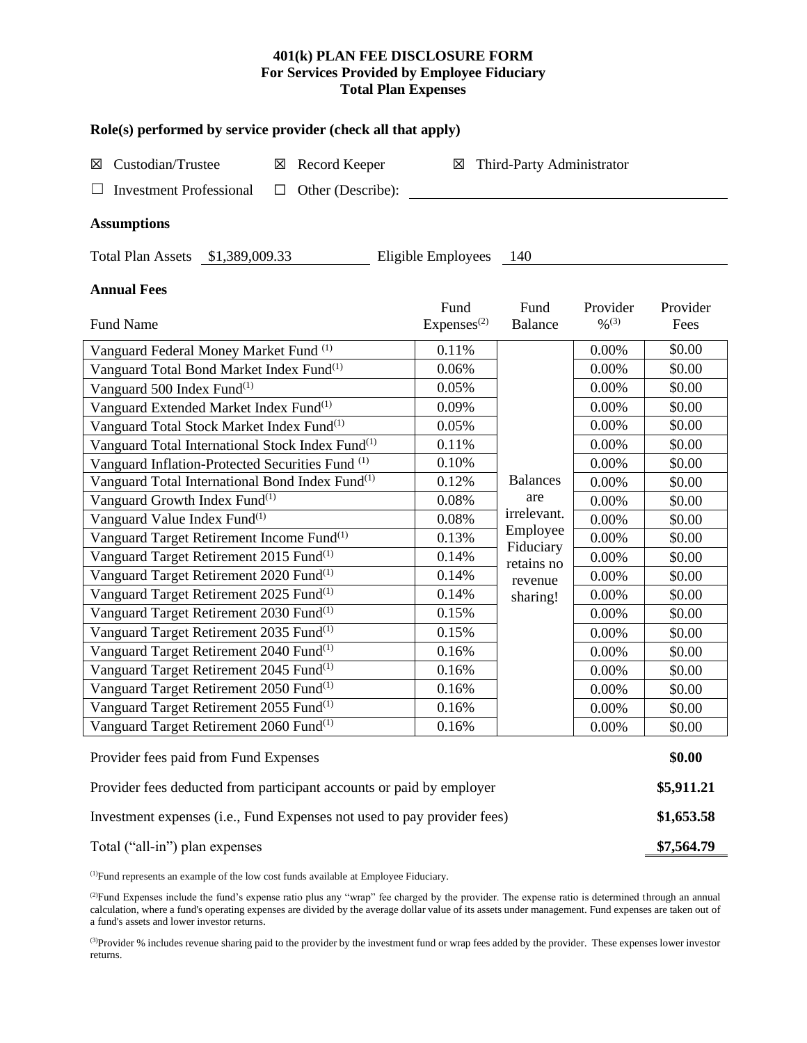**401(k) PLAN FEE DISCLOSURE FORM**
**For Services Provided by Employee Fiduciary**
**Total Plan Expenses**

**Role(s) performed by service provider (check all that apply)**

☒ Custodian/Trustee ☒ Record Keeper ☒ Third-Party Administrator

☐ Investment Professional ☐ Other (Describe): ____________________

**Assumptions**

Total Plan Assets $1,389,009.33 Eligible Employees 140

**Annual Fees**

| Fund Name | Fund Expenses[2] | Fund Balance | Provider %[3] | Provider Fees |
|---|---|---|---|---|
| Vanguard Federal Money Market Fund [1] | 0.11% | Balances are irrelevant. Employee Fiduciary retains no revenue sharing! | 0.00% | $0.00 |
| Vanguard Total Bond Market Index Fund[1] | 0.06% | | 0.00% | $0.00 |
| Vanguard 500 Index Fund[1] | 0.05% | | 0.00% | $0.00 |
| Vanguard Extended Market Index Fund[1] | 0.09% | | 0.00% | $0.00 |
| Vanguard Total Stock Market Index Fund[1] | 0.05% | | 0.00% | $0.00 |
| Vanguard Total International Stock Index Fund[1] | 0.11% | | 0.00% | $0.00 |
| Vanguard Inflation-Protected Securities Fund [1] | 0.10% | | 0.00% | $0.00 |
| Vanguard Total International Bond Index Fund[1] | 0.12% | | 0.00% | $0.00 |
| Vanguard Growth Index Fund[1] | 0.08% | | 0.00% | $0.00 |
| Vanguard Value Index Fund[1] | 0.08% | | 0.00% | $0.00 |
| Vanguard Target Retirement Income Fund[1] | 0.13% | | 0.00% | $0.00 |
| Vanguard Target Retirement 2015 Fund[1] | 0.14% | | 0.00% | $0.00 |
| Vanguard Target Retirement 2020 Fund[1] | 0.14% | | 0.00% | $0.00 |
| Vanguard Target Retirement 2025 Fund[1] | 0.14% | | 0.00% | $0.00 |
| Vanguard Target Retirement 2030 Fund[1] | 0.15% | | 0.00% | $0.00 |
| Vanguard Target Retirement 2035 Fund[1] | 0.15% | | 0.00% | $0.00 |
| Vanguard Target Retirement 2040 Fund[1] | 0.16% | | 0.00% | $0.00 |
| Vanguard Target Retirement 2045 Fund[1] | 0.16% | | 0.00% | $0.00 |
| Vanguard Target Retirement 2050 Fund[1] | 0.16% | | 0.00% | $0.00 |
| Vanguard Target Retirement 2055 Fund[1] | 0.16% | | 0.00% | $0.00 |
| Vanguard Target Retirement 2060 Fund[1] | 0.16% | | 0.00% | $0.00 |

| | |
|---|---|
| Provider fees paid from Fund Expenses | **$0.00** |
| Provider fees deducted from participant accounts or paid by employer | **$5,911.21** |
| Investment expenses (i.e., Fund Expenses not used to pay provider fees) | **$1,653.58** |
| Total ("all-in") plan expenses | **$7,564.79** |

[1]Fund represents an example of the low cost funds available at Employee Fiduciary.

[2]Fund Expenses include the fund's expense ratio plus any "wrap" fee charged by the provider. The expense ratio is determined through an annual calculation, where a fund's operating expenses are divided by the average dollar value of its assets under management. Fund expenses are taken out of a fund's assets and lower investor returns.

[3]Provider % includes revenue sharing paid to the provider by the investment fund or wrap fees added by the provider. These expenses lower investor returns.